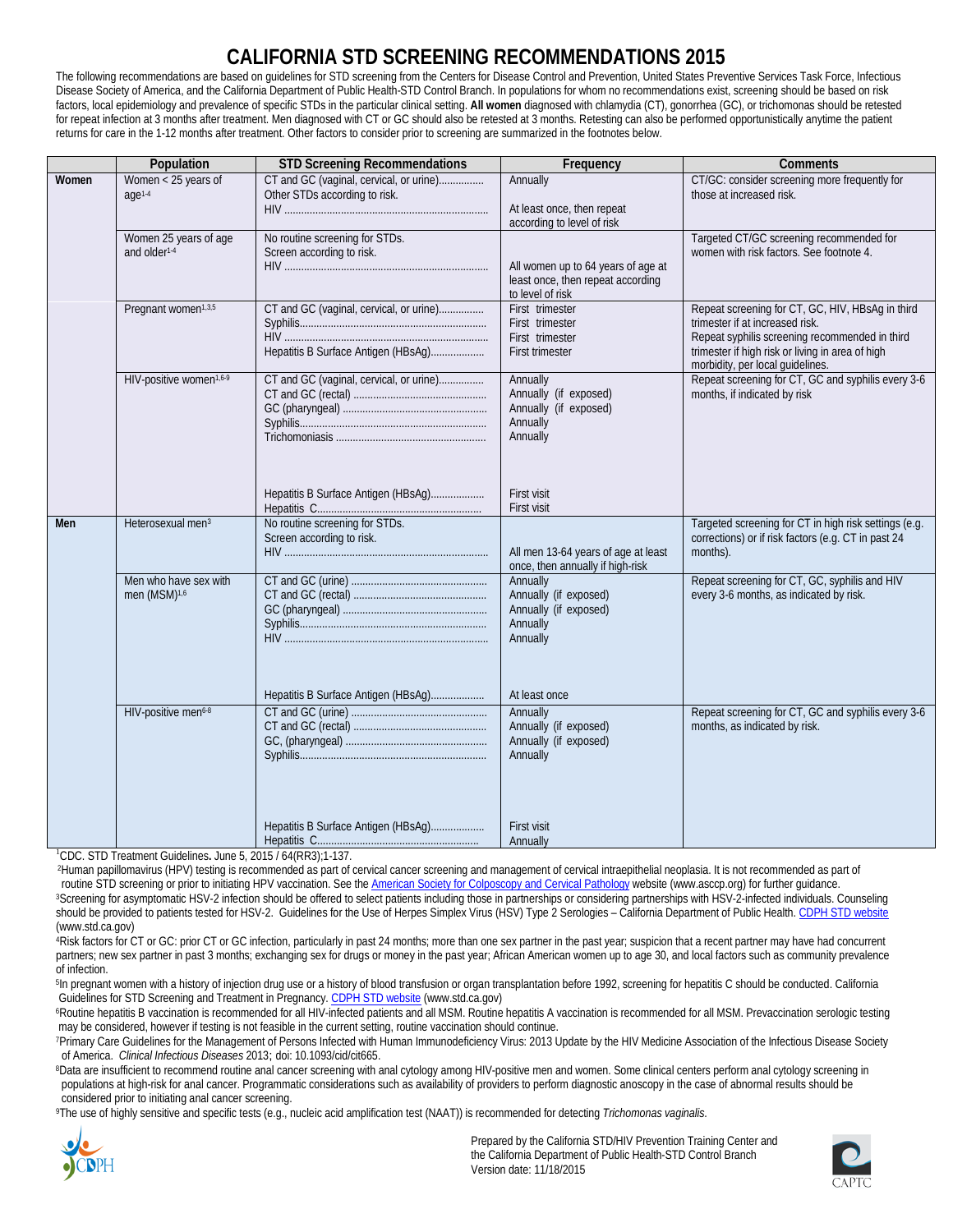# CALIFORNIA STD SCREENING RECOMMENDATIONS 2015

The following recommendations are based on guidelines for STD screening from the Centers for Disease Control and Prevention, United States Preventive Services Task Force, Infectious Disease Society of America, and the California Department of Public Health-STD Control Branch. In populations for whom no recommendations exist, screening should be based on risk factors, local epidemiology and prevalence of specific STDs in the particular clinical setting. **All women** diagnosed with chlamydia (CT), gonorrhea (GC), or trichomonas should be retested for repeat infection at 3 months after treatment. Men diagnosed with CT or GC should also be retested at 3 months. Retesting can also be performed opportunistically anytime the patient returns for care in the 1-12 months after treatment. Other factors to consider prior to screening are summarized in the footnotes below.

| | Population | STD Screening Recommendations | Frequency | Comments |
|---|---|---|---|---|
| **Women** | Women < 25 years of age[1-4] | CT and GC (vaginal, cervical, or urine)<br>Other STDs according to risk.<br>HIV | Annually<br><br>At least once, then repeat according to level of risk | CT/GC: consider screening more frequently for those at increased risk. |
| | Women 25 years of age and older[1-4] | No routine screening for STDs.<br>Screen according to risk.<br>HIV | All women up to 64 years of age at least once, then repeat according to level of risk | Targeted CT/GC screening recommended for women with risk factors. See footnote 4. |
| | Pregnant women[1,3,5] | CT and GC (vaginal, cervical, or urine)<br>Syphilis<br>HIV<br>Hepatitis B Surface Antigen (HBsAg) | First trimester<br>First trimester<br>First trimester<br>First trimester | Repeat screening for CT, GC, HIV, HBsAg in third trimester if at increased risk.<br>Repeat syphilis screening recommended in third trimester if high risk or living in area of high morbidity, per local guidelines. |
| | HIV-positive women[1,6-9] | CT and GC (vaginal, cervical, or urine)<br>CT and GC (rectal)<br>GC (pharyngeal)<br>Syphilis<br>Trichomoniasis<br>Hepatitis B Surface Antigen (HBsAg)<br>Hepatitis C | Annually<br>Annually (if exposed)<br>Annually (if exposed)<br>Annually<br>Annually<br>First visit<br>First visit | Repeat screening for CT, GC and syphilis every 3-6 months, if indicated by risk |
| **Men** | Heterosexual men[3] | No routine screening for STDs.<br>Screen according to risk.<br>HIV | All men 13-64 years of age at least once, then annually if high-risk | Targeted screening for CT in high risk settings (e.g. corrections) or if risk factors (e.g. CT in past 24 months). |
| | Men who have sex with men (MSM)[1,6] | CT and GC (urine)<br>CT and GC (rectal)<br>GC (pharyngeal)<br>Syphilis<br>HIV<br>Hepatitis B Surface Antigen (HBsAg) | Annually<br>Annually (if exposed)<br>Annually (if exposed)<br>Annually<br>Annually<br>At least once | Repeat screening for CT, GC, syphilis and HIV every 3-6 months, as indicated by risk. |
| | HIV-positive men[6-8] | CT and GC (urine)<br>CT and GC (rectal)<br>GC, (pharyngeal)<br>Syphilis<br>Hepatitis B Surface Antigen (HBsAg)<br>Hepatitis C | Annually<br>Annually (if exposed)<br>Annually (if exposed)<br>Annually<br>First visit<br>Annually | Repeat screening for CT, GC and syphilis every 3-6 months, as indicated by risk. |

[1]CDC. STD Treatment Guidelines. June 5, 2015 / 64(RR3);1-137.

[2]Human papillomavirus (HPV) testing is recommended as part of cervical cancer screening and management of cervical intraepithelial neoplasia. It is not recommended as part of routine STD screening or prior to initiating HPV vaccination. See the American Society for Colposcopy and Cervical Pathology website (www.asccp.org) for further guidance.

[3]Screening for asymptomatic HSV-2 infection should be offered to select patients including those in partnerships or considering partnerships with HSV-2-infected individuals. Counseling should be provided to patients tested for HSV-2. Guidelines for the Use of Herpes Simplex Virus (HSV) Type 2 Serologies – California Department of Public Health. CDPH STD website (www.std.ca.gov)

[4]Risk factors for CT or GC: prior CT or GC infection, particularly in past 24 months; more than one sex partner in the past year; suspicion that a recent partner may have had concurrent partners; new sex partner in past 3 months; exchanging sex for drugs or money in the past year; African American women up to age 30, and local factors such as community prevalence of infection.

[5]In pregnant women with a history of injection drug use or a history of blood transfusion or organ transplantation before 1992, screening for hepatitis C should be conducted. California Guidelines for STD Screening and Treatment in Pregnancy. CDPH STD website (www.std.ca.gov)

[6]Routine hepatitis B vaccination is recommended for all HIV-infected patients and all MSM. Routine hepatitis A vaccination is recommended for all MSM. Prevaccination serologic testing may be considered, however if testing is not feasible in the current setting, routine vaccination should continue.

[7]Primary Care Guidelines for the Management of Persons Infected with Human Immunodeficiency Virus: 2013 Update by the HIV Medicine Association of the Infectious Disease Society of America. *Clinical Infectious Diseases* 2013; doi: 10.1093/cid/cit665.

[8]Data are insufficient to recommend routine anal cancer screening with anal cytology among HIV-positive men and women. Some clinical centers perform anal cytology screening in populations at high-risk for anal cancer. Programmatic considerations such as availability of providers to perform diagnostic anoscopy in the case of abnormal results should be considered prior to initiating anal cancer screening.

[9]The use of highly sensitive and specific tests (e.g., nucleic acid amplification test (NAAT)) is recommended for detecting *Trichomonas vaginalis*.

Prepared by the California STD/HIV Prevention Training Center and the California Department of Public Health-STD Control Branch
Version date: 11/18/2015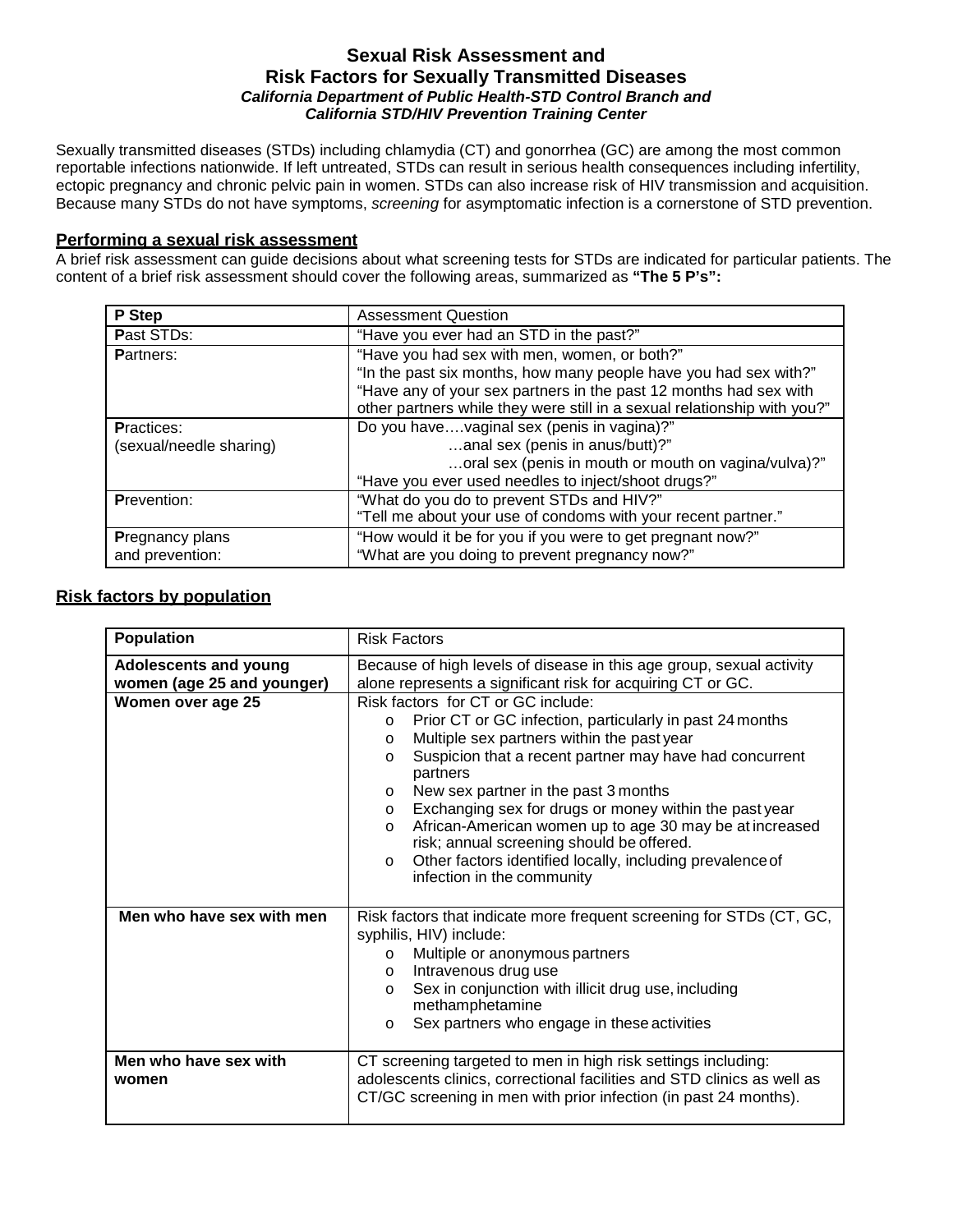# Sexual Risk Assessment and Risk Factors for Sexually Transmitted Diseases

***California Department of Public Health-STD Control Branch and California STD/HIV Prevention Training Center***

Sexually transmitted diseases (STDs) including chlamydia (CT) and gonorrhea (GC) are among the most common reportable infections nationwide. If left untreated, STDs can result in serious health consequences including infertility, ectopic pregnancy and chronic pelvic pain in women. STDs can also increase risk of HIV transmission and acquisition. Because many STDs do not have symptoms, *screening* for asymptomatic infection is a cornerstone of STD prevention.

## Performing a sexual risk assessment

A brief risk assessment can guide decisions about what screening tests for STDs are indicated for particular patients. The content of a brief risk assessment should cover the following areas, summarized as **"The 5 P's":**

| **P Step** | Assessment Question |
|---|---|
| **P**ast STDs: | "Have you ever had an STD in the past?" |
| **P**artners: | "Have you had sex with men, women, or both?"<br>"In the past six months, how many people have you had sex with?"<br>"Have any of your sex partners in the past 12 months had sex with other partners while they were still in a sexual relationship with you?" |
| **P**ractices:<br>(sexual/needle sharing) | Do you have….vaginal sex (penis in vagina)?"<br>…anal sex (penis in anus/butt)?"<br>…oral sex (penis in mouth or mouth on vagina/vulva)?"<br>"Have you ever used needles to inject/shoot drugs?" |
| **P**revention: | "What do you do to prevent STDs and HIV?"<br>"Tell me about your use of condoms with your recent partner." |
| **P**regnancy plans and prevention: | "How would it be for you if you were to get pregnant now?"<br>"What are you doing to prevent pregnancy now?" |

## Risk factors by population

| **Population** | Risk Factors |
|---|---|
| **Adolescents and young women (age 25 and younger)** | Because of high levels of disease in this age group, sexual activity alone represents a significant risk for acquiring CT or GC. |
| **Women over age 25** | Risk factors for CT or GC include:<br>o Prior CT or GC infection, particularly in past 24 months<br>o Multiple sex partners within the past year<br>o Suspicion that a recent partner may have had concurrent partners<br>o New sex partner in the past 3 months<br>o Exchanging sex for drugs or money within the past year<br>o African-American women up to age 30 may be at increased risk; annual screening should be offered.<br>o Other factors identified locally, including prevalence of infection in the community |
| **Men who have sex with men** | Risk factors that indicate more frequent screening for STDs (CT, GC, syphilis, HIV) include:<br>o Multiple or anonymous partners<br>o Intravenous drug use<br>o Sex in conjunction with illicit drug use, including methamphetamine<br>o Sex partners who engage in these activities |
| **Men who have sex with women** | CT screening targeted to men in high risk settings including: adolescents clinics, correctional facilities and STD clinics as well as CT/GC screening in men with prior infection (in past 24 months). |